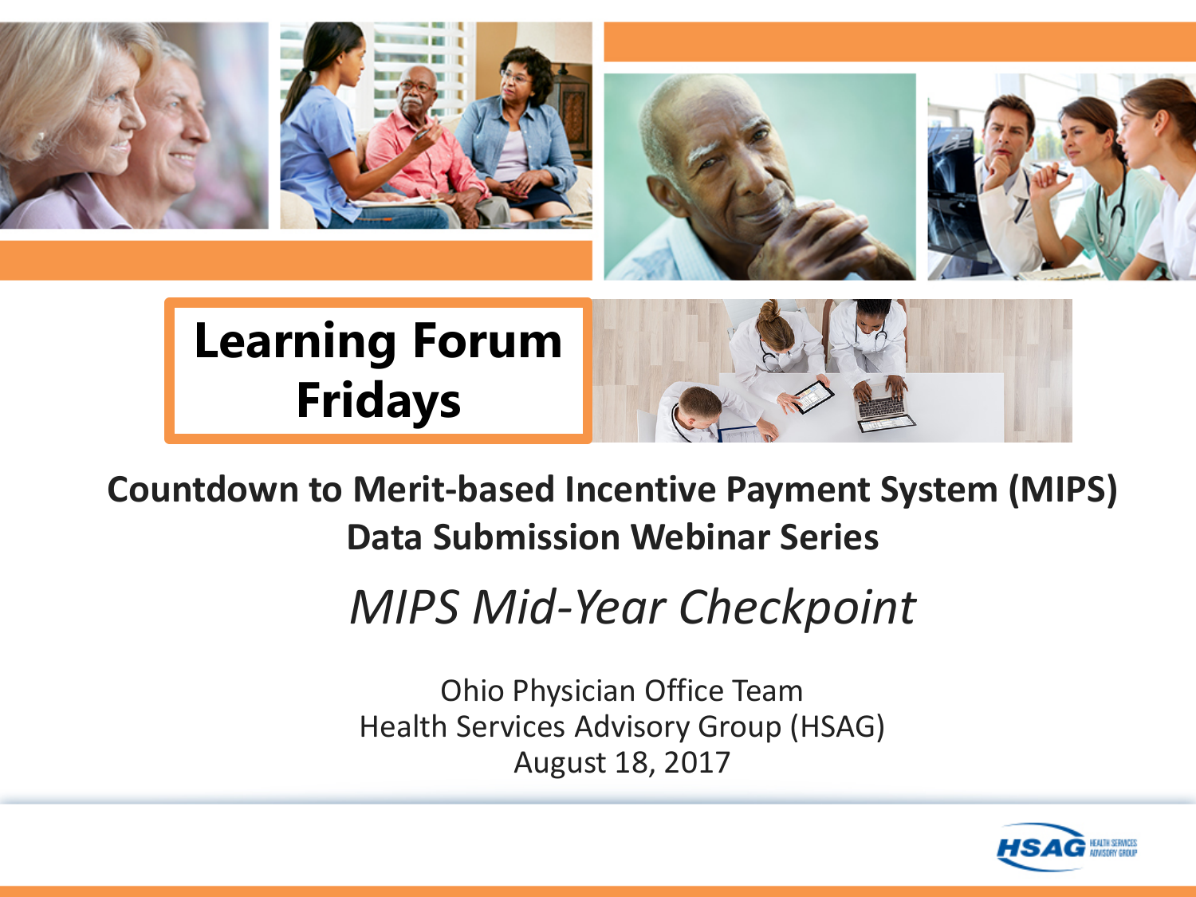# Learning Forum Fridays

## Countdown to Merit-based Incentive Payment System (MIPS) Data Submission Webinar Series

*MIPS Mid-Year Checkpoint*

Ohio Physician Office Team
Health Services Advisory Group (HSAG)
August 18, 2017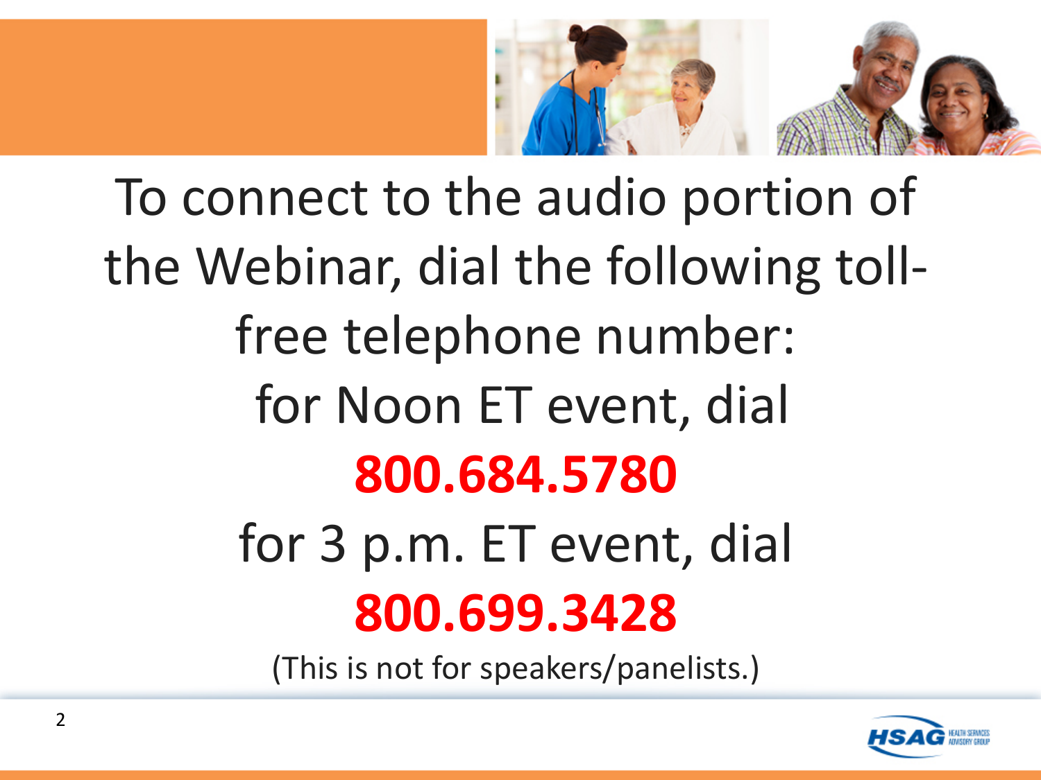To connect to the audio portion of the Webinar, dial the following toll-free telephone number:

for Noon ET event, dial

**800.684.5780**

for 3 p.m. ET event, dial

**800.699.3428**

(This is not for speakers/panelists.)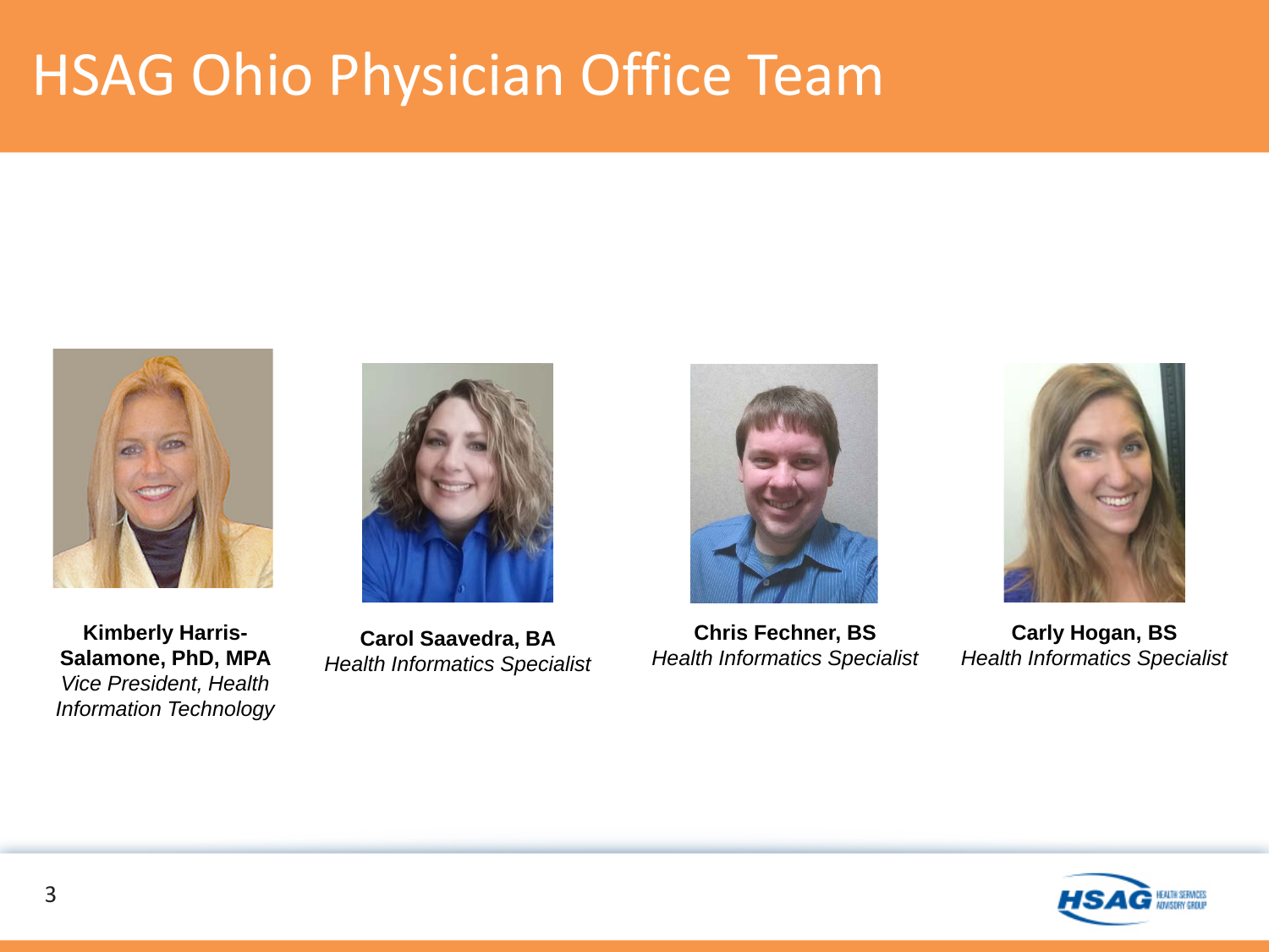# HSAG Ohio Physician Office Team

**Kimberly Harris-Salamone, PhD, MPA**
*Vice President, Health Information Technology*

**Carol Saavedra, BA**
*Health Informatics Specialist*

**Chris Fechner, BS**
*Health Informatics Specialist*

**Carly Hogan, BS**
*Health Informatics Specialist*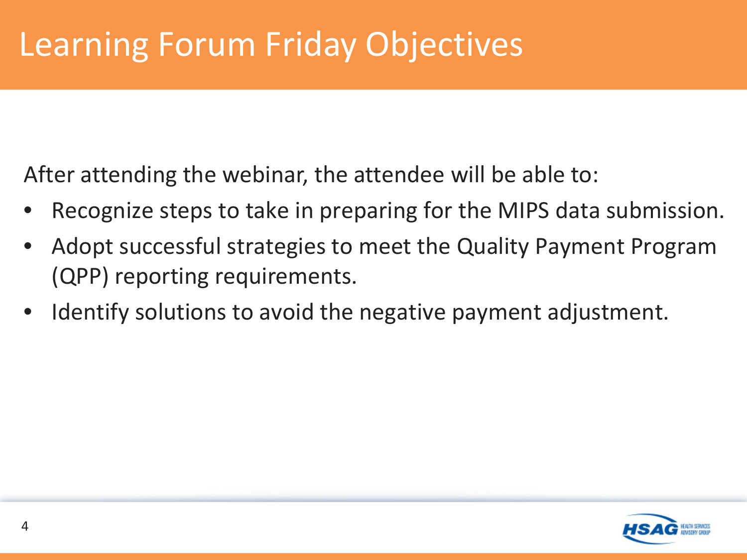# Learning Forum Friday Objectives

After attending the webinar, the attendee will be able to:

- Recognize steps to take in preparing for the MIPS data submission.
- Adopt successful strategies to meet the Quality Payment Program (QPP) reporting requirements.
- Identify solutions to avoid the negative payment adjustment.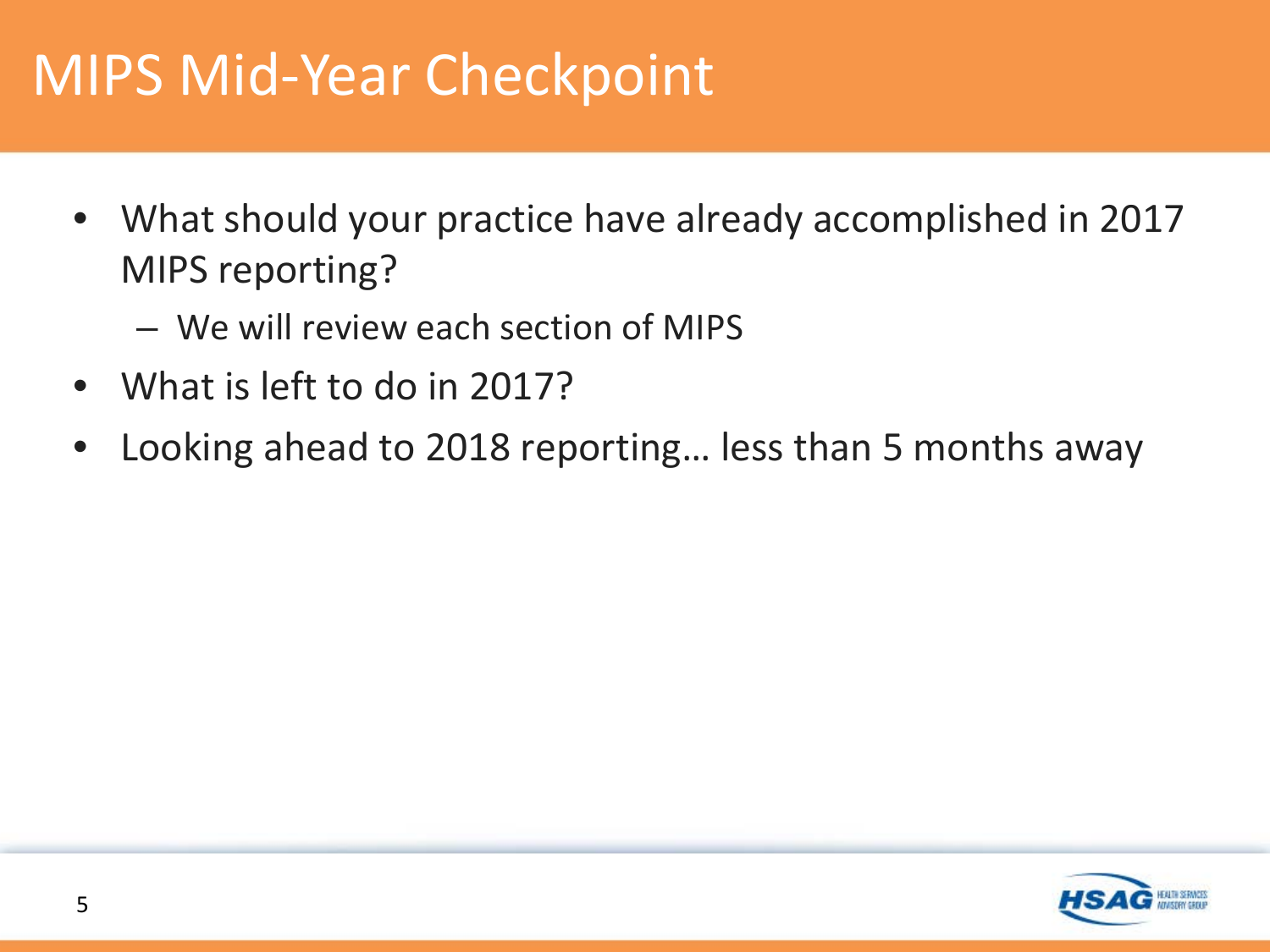# MIPS Mid-Year Checkpoint

- What should your practice have already accomplished in 2017 MIPS reporting?
  - We will review each section of MIPS
- What is left to do in 2017?
- Looking ahead to 2018 reporting… less than 5 months away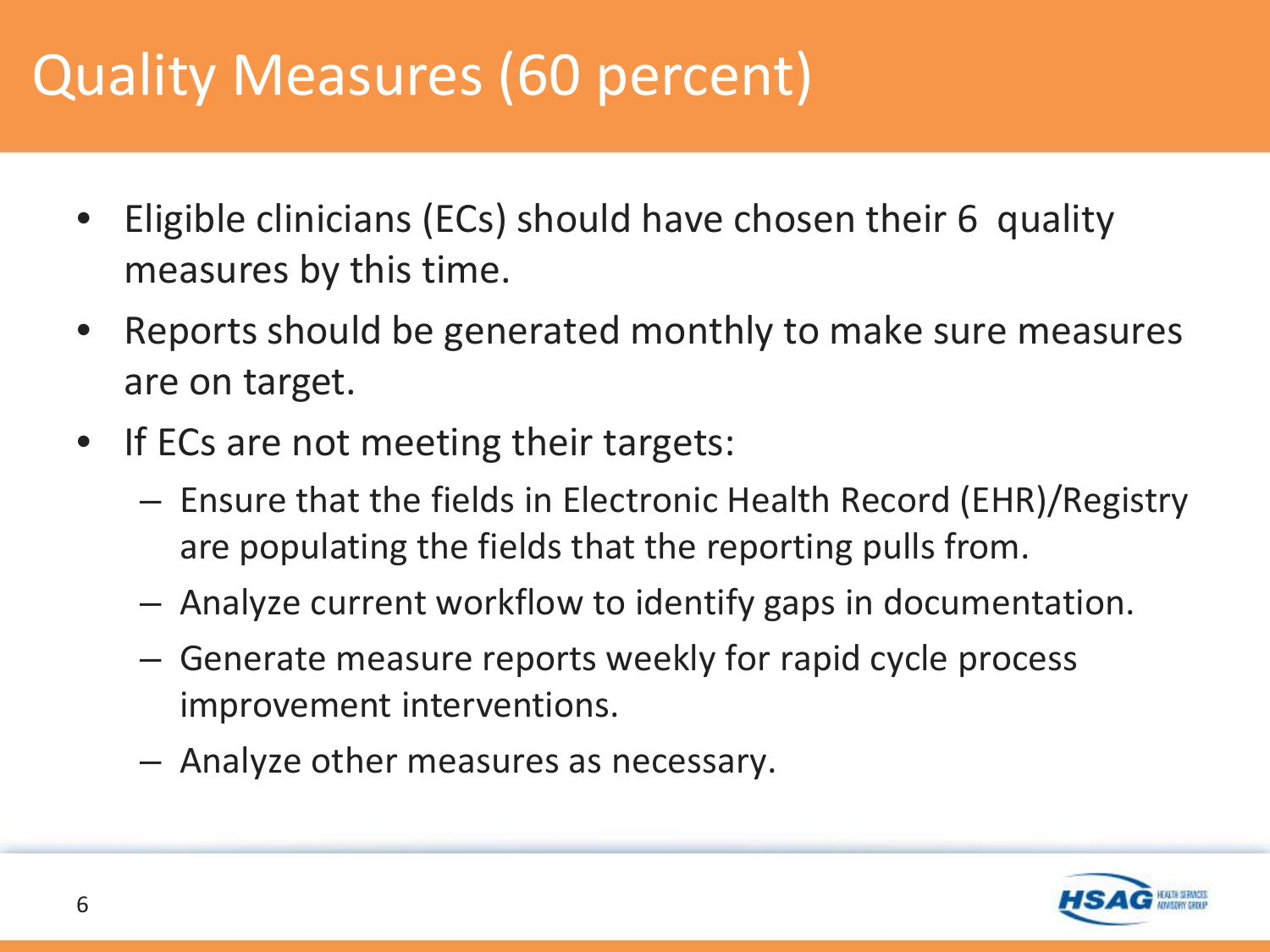# Quality Measures (60 percent)

- Eligible clinicians (ECs) should have chosen their 6 quality measures by this time.
- Reports should be generated monthly to make sure measures are on target.
- If ECs are not meeting their targets:
  - Ensure that the fields in Electronic Health Record (EHR)/Registry are populating the fields that the reporting pulls from.
  - Analyze current workflow to identify gaps in documentation.
  - Generate measure reports weekly for rapid cycle process improvement interventions.
  - Analyze other measures as necessary.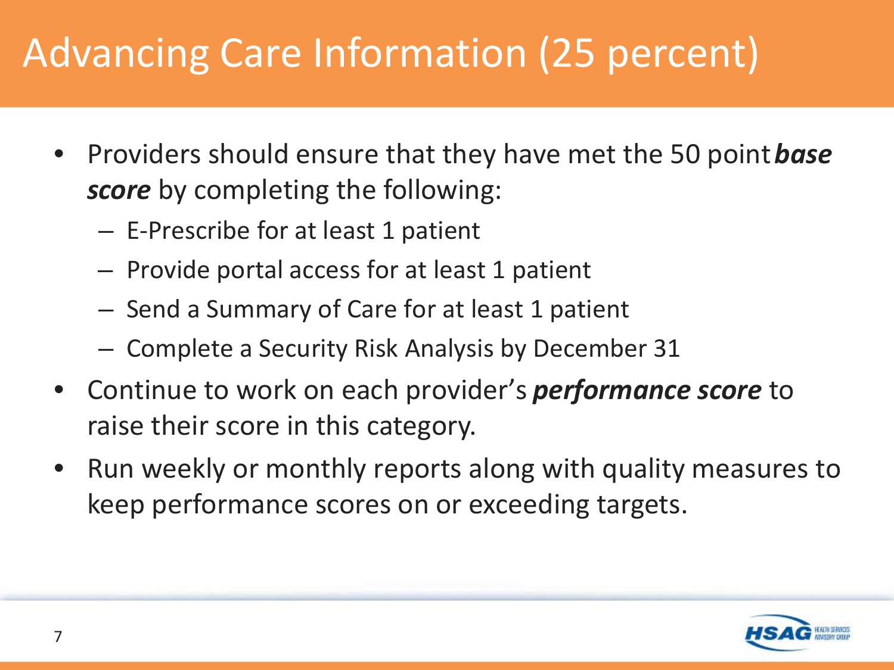# Advancing Care Information (25 percent)

- Providers should ensure that they have met the 50 point ***base score*** by completing the following:
  - E-Prescribe for at least 1 patient
  - Provide portal access for at least 1 patient
  - Send a Summary of Care for at least 1 patient
  - Complete a Security Risk Analysis by December 31
- Continue to work on each provider's ***performance score*** to raise their score in this category.
- Run weekly or monthly reports along with quality measures to keep performance scores on or exceeding targets.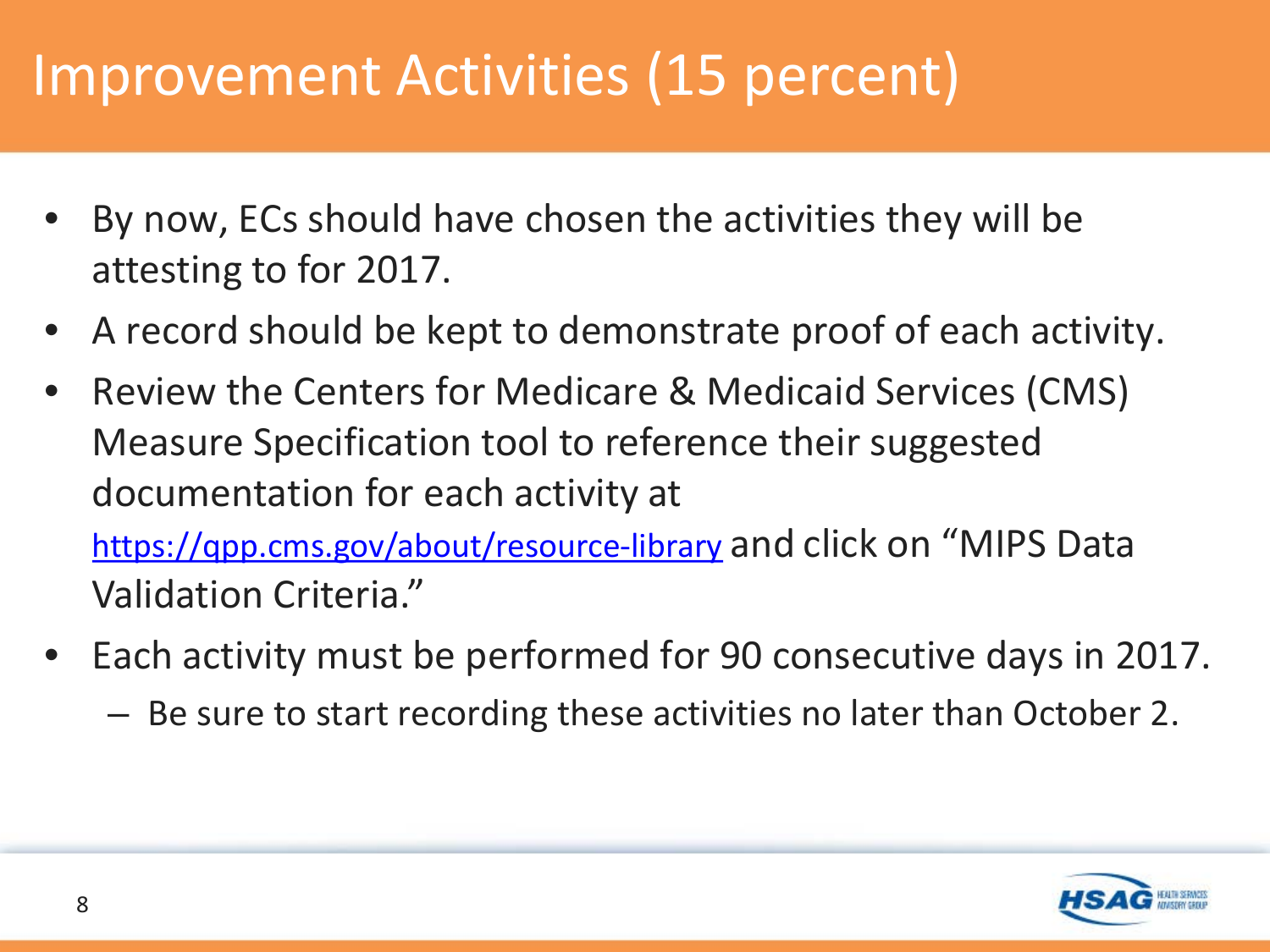# Improvement Activities (15 percent)

- By now, ECs should have chosen the activities they will be attesting to for 2017.
- A record should be kept to demonstrate proof of each activity.
- Review the Centers for Medicare & Medicaid Services (CMS) Measure Specification tool to reference their suggested documentation for each activity at [https://qpp.cms.gov/about/resource-library](https://qpp.cms.gov/about/resource-library) and click on "MIPS Data Validation Criteria."
- Each activity must be performed for 90 consecutive days in 2017.
  - Be sure to start recording these activities no later than October 2.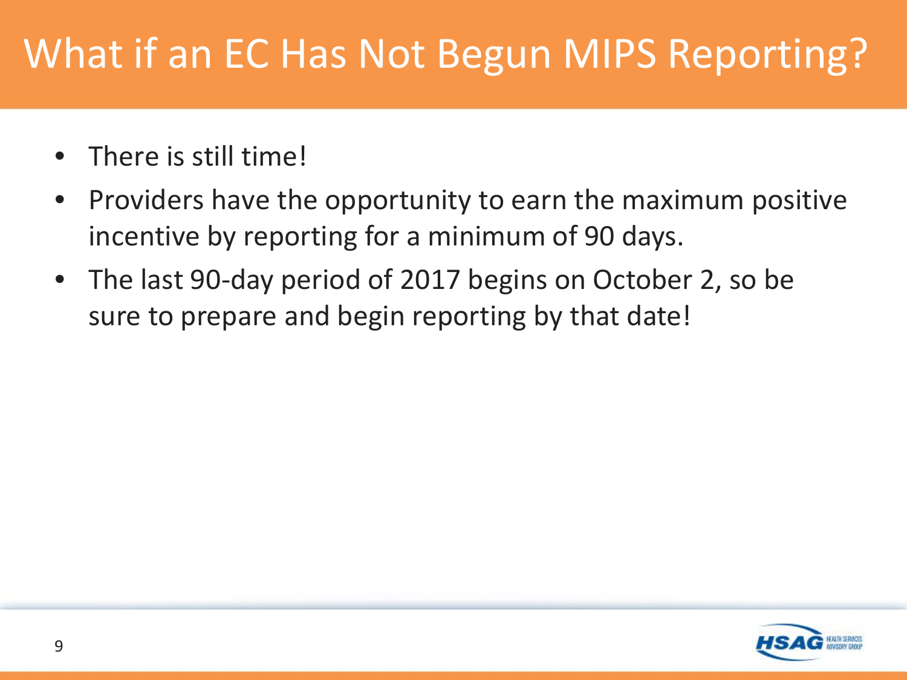# What if an EC Has Not Begun MIPS Reporting?

- There is still time!
- Providers have the opportunity to earn the maximum positive incentive by reporting for a minimum of 90 days.
- The last 90-day period of 2017 begins on October 2, so be sure to prepare and begin reporting by that date!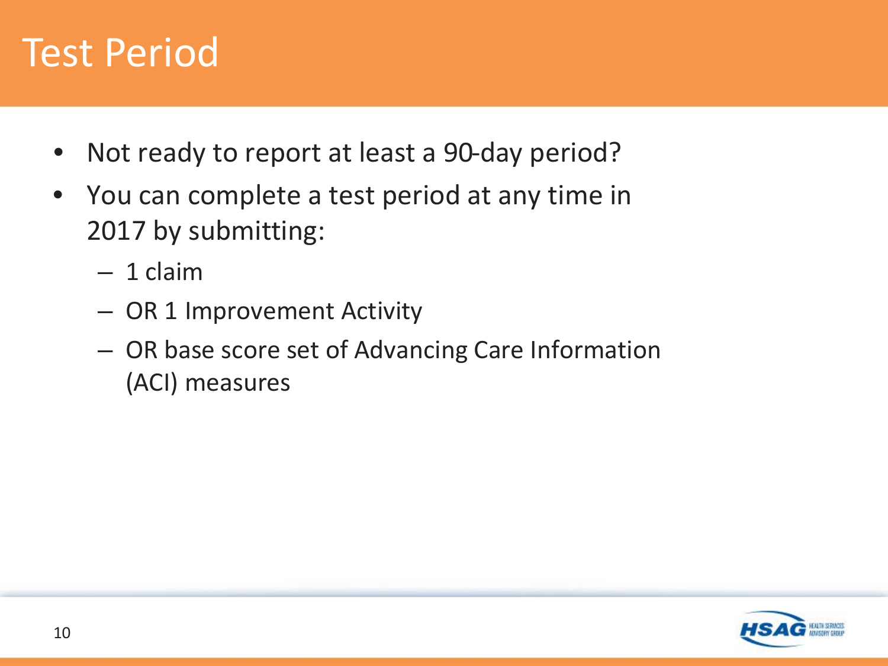# Test Period

- Not ready to report at least a 90-day period?
- You can complete a test period at any time in 2017 by submitting:
  - 1 claim
  - OR 1 Improvement Activity
  - OR base score set of Advancing Care Information (ACI) measures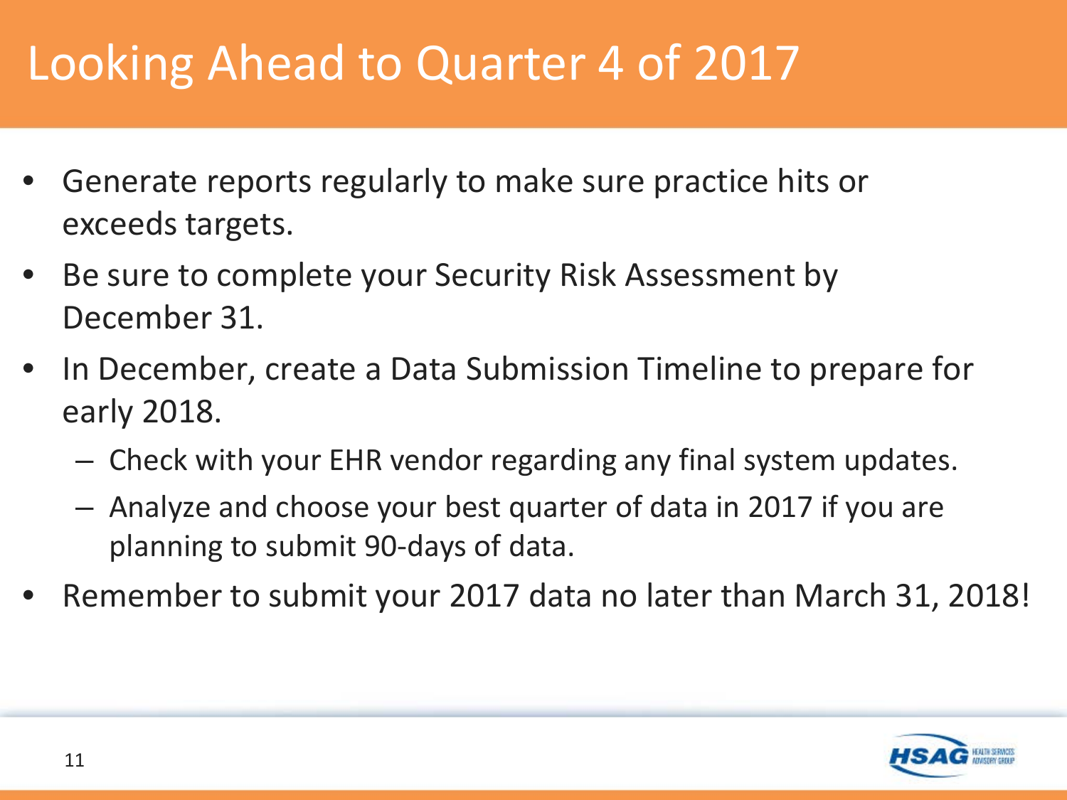# Looking Ahead to Quarter 4 of 2017

- Generate reports regularly to make sure practice hits or exceeds targets.
- Be sure to complete your Security Risk Assessment by December 31.
- In December, create a Data Submission Timeline to prepare for early 2018.
  - Check with your EHR vendor regarding any final system updates.
  - Analyze and choose your best quarter of data in 2017 if you are planning to submit 90-days of data.
- Remember to submit your 2017 data no later than March 31, 2018!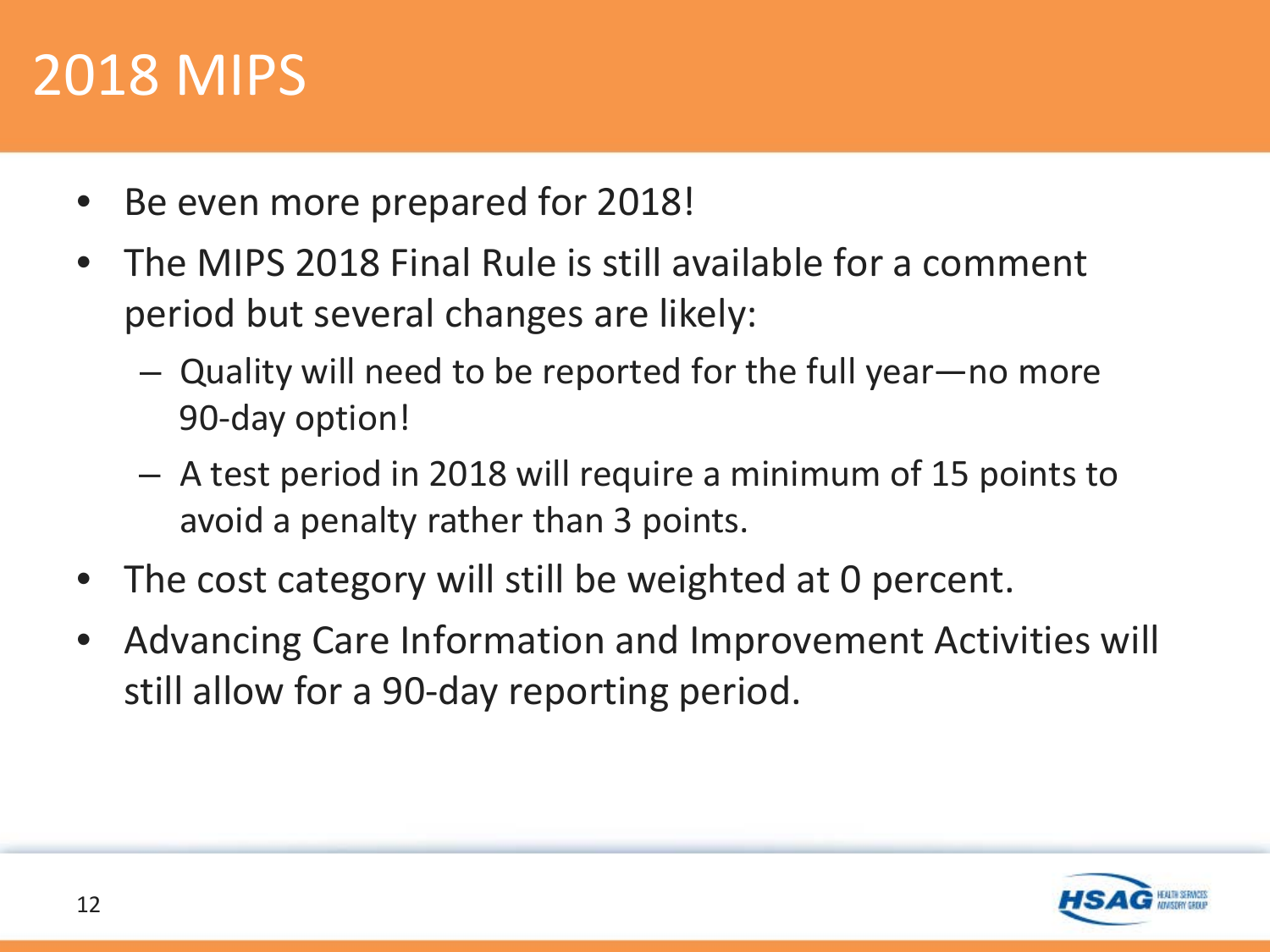# 2018 MIPS

- Be even more prepared for 2018!
- The MIPS 2018 Final Rule is still available for a comment period but several changes are likely:
  - Quality will need to be reported for the full year—no more 90-day option!
  - A test period in 2018 will require a minimum of 15 points to avoid a penalty rather than 3 points.
- The cost category will still be weighted at 0 percent.
- Advancing Care Information and Improvement Activities will still allow for a 90-day reporting period.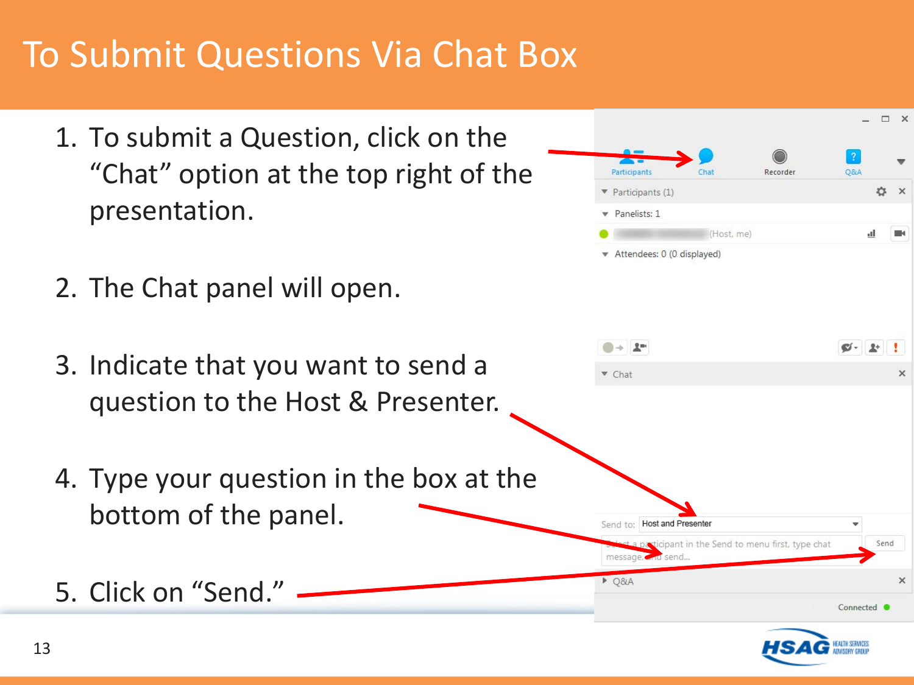# To Submit Questions Via Chat Box

1. To submit a Question, click on the "Chat" option at the top right of the presentation.
2. The Chat panel will open.
3. Indicate that you want to send a question to the Host & Presenter.
4. Type your question in the box at the bottom of the panel.
5. Click on "Send."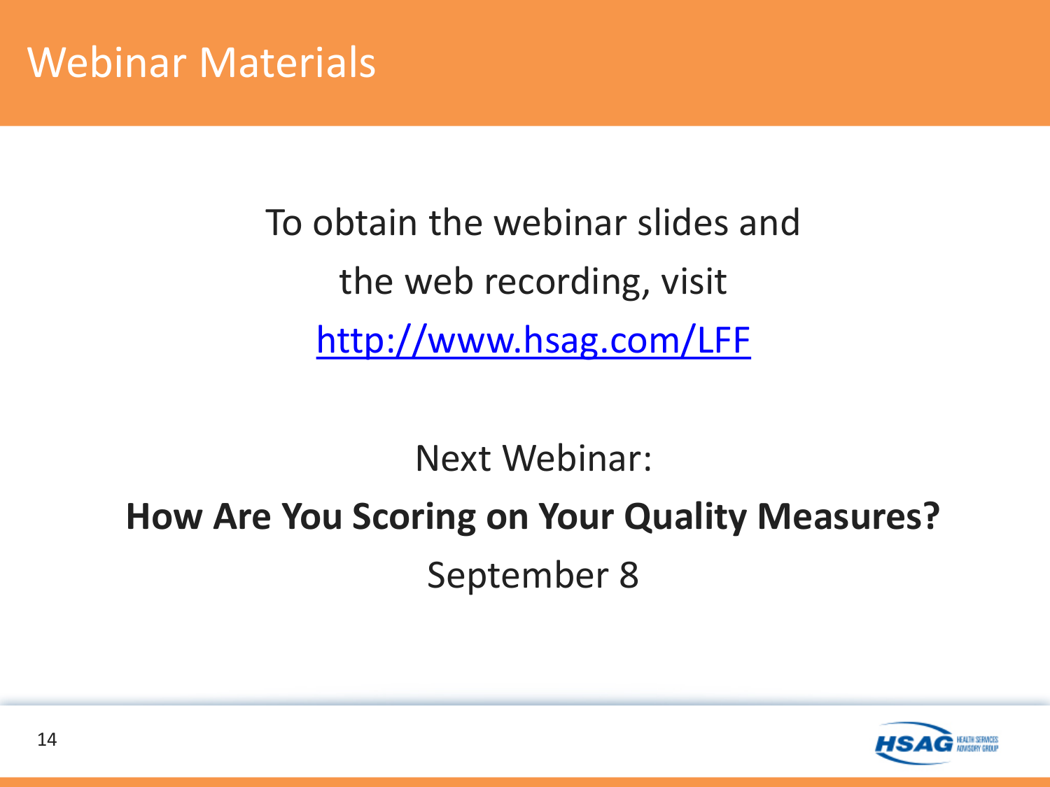# Webinar Materials

To obtain the webinar slides and the web recording, visit http://www.hsag.com/LFF

Next Webinar:

**How Are You Scoring on Your Quality Measures?**

September 8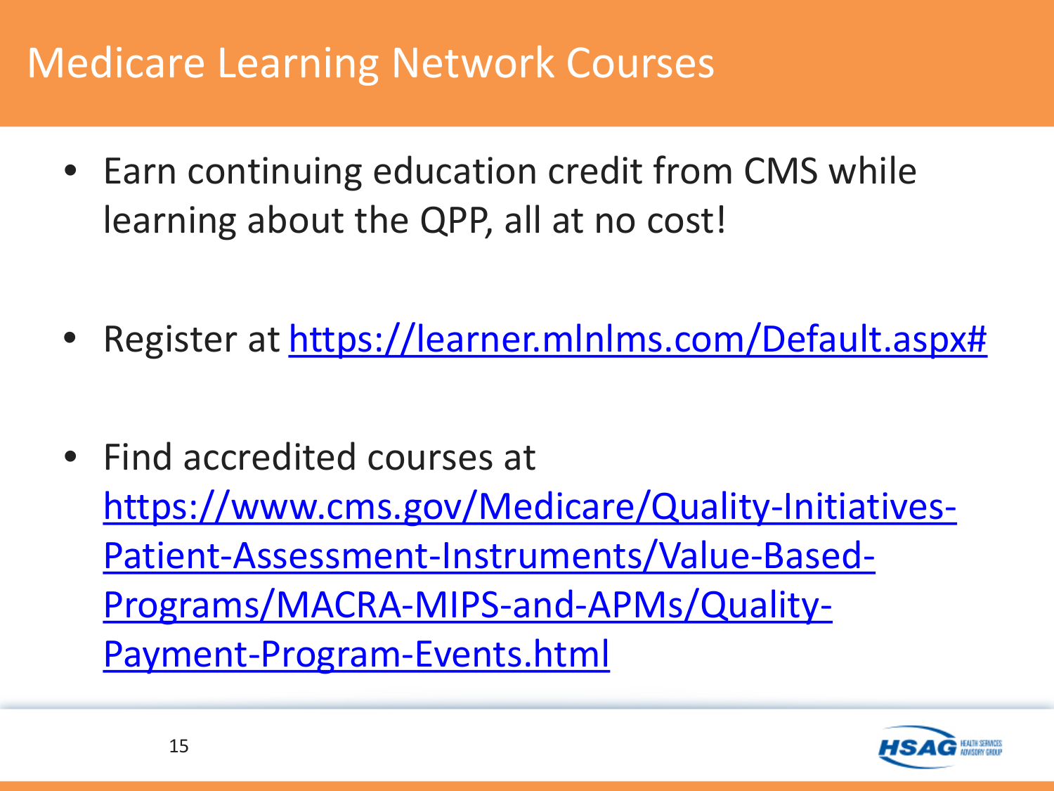# Medicare Learning Network Courses

- Earn continuing education credit from CMS while learning about the QPP, all at no cost!
- Register at https://learner.mlnlms.com/Default.aspx#
- Find accredited courses at https://www.cms.gov/Medicare/Quality-Initiatives-Patient-Assessment-Instruments/Value-Based-Programs/MACRA-MIPS-and-APMs/Quality-Payment-Program-Events.html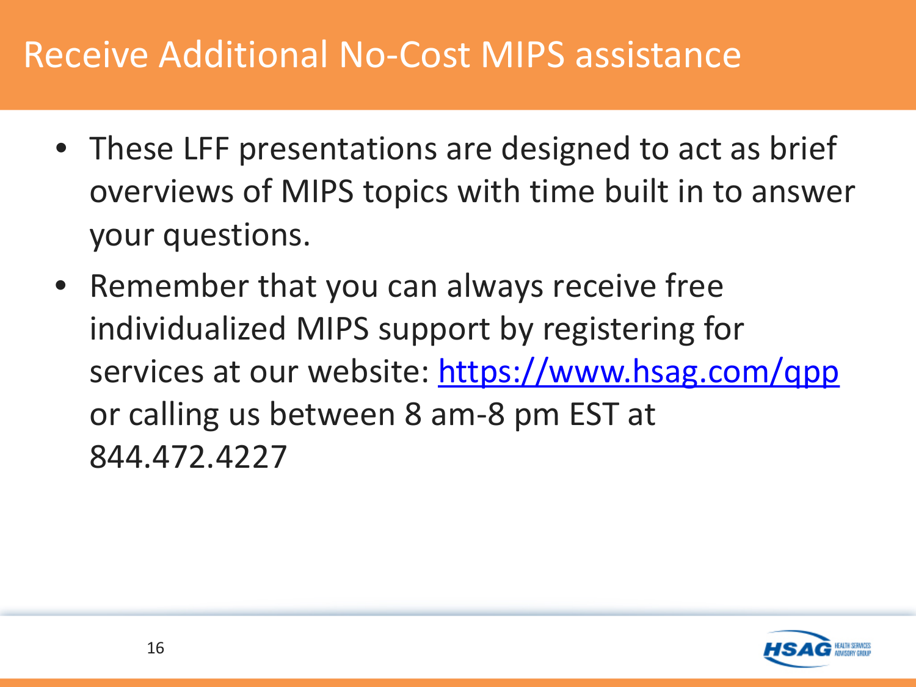# Receive Additional No-Cost MIPS assistance

- These LFF presentations are designed to act as brief overviews of MIPS topics with time built in to answer your questions.
- Remember that you can always receive free individualized MIPS support by registering for services at our website: [https://www.hsag.com/qpp](https://www.hsag.com/qpp) or calling us between 8 am-8 pm EST at 844.472.4227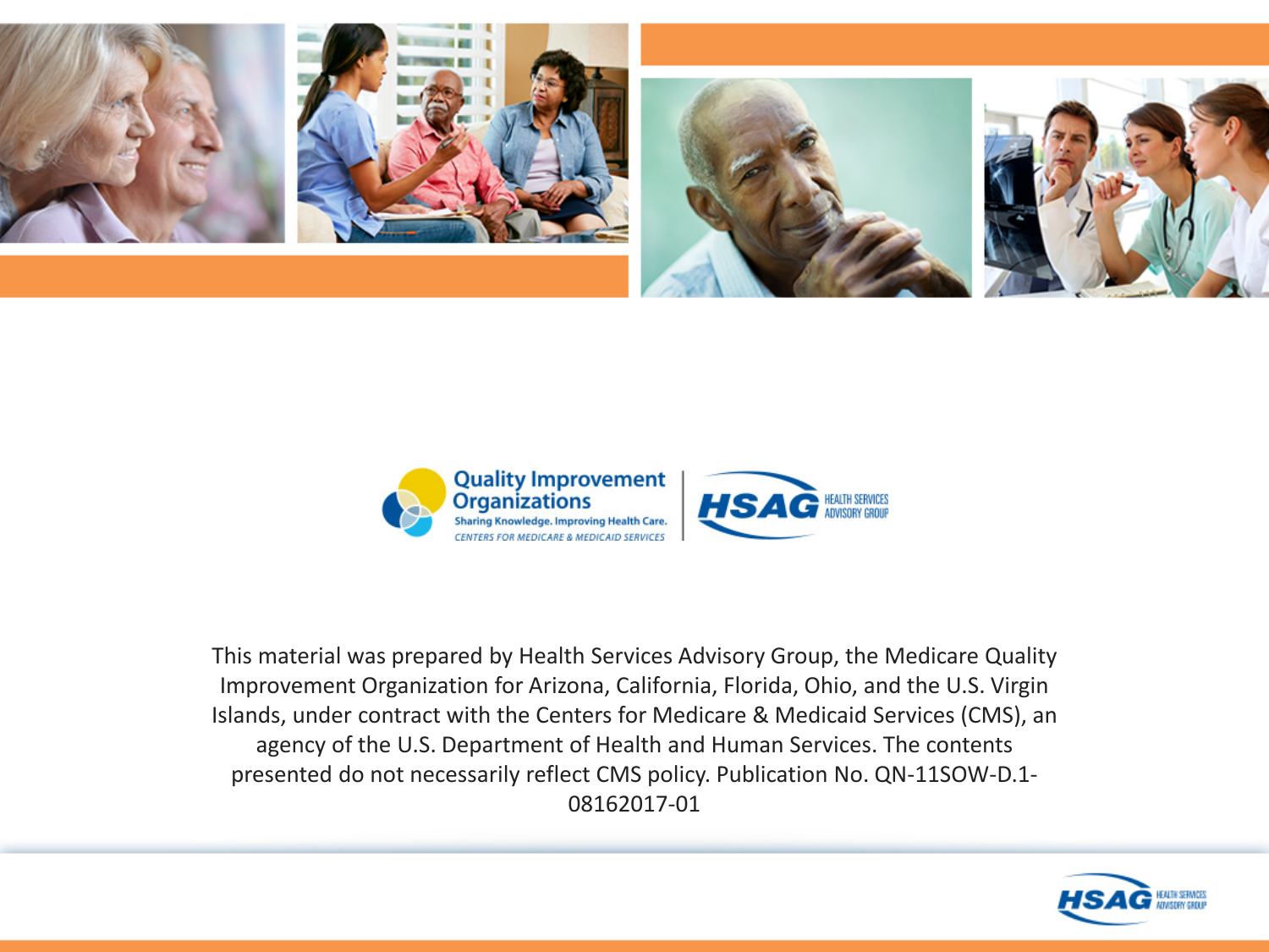This material was prepared by Health Services Advisory Group, the Medicare Quality Improvement Organization for Arizona, California, Florida, Ohio, and the U.S. Virgin Islands, under contract with the Centers for Medicare & Medicaid Services (CMS), an agency of the U.S. Department of Health and Human Services. The contents presented do not necessarily reflect CMS policy. Publication No. QN-11SOW-D.1-08162017-01